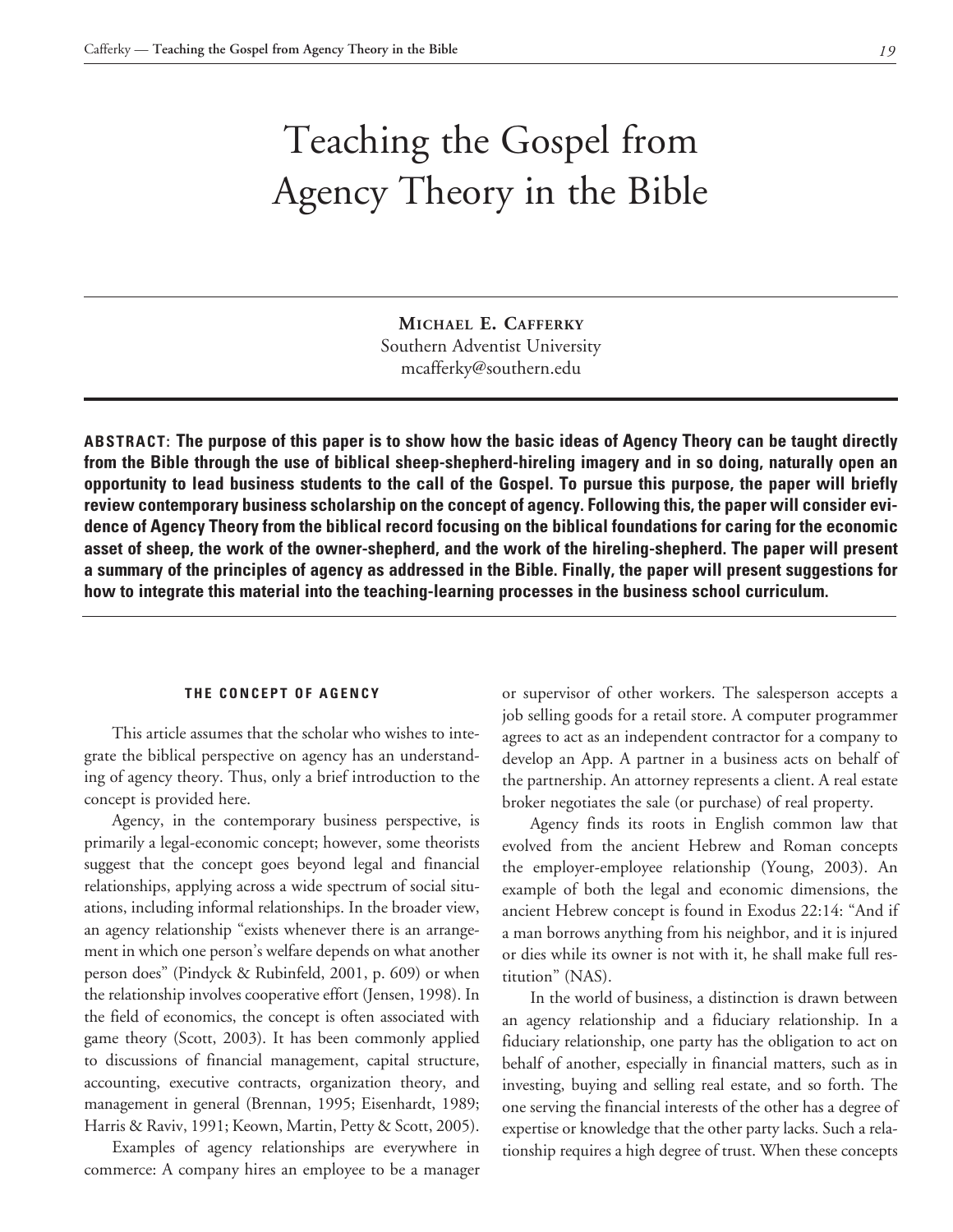# Teaching the Gospel from Agency Theory in the Bible

**Michael E. Cafferky**
Southern Adventist University
mcafferky@southern.edu

**ABSTRACT: The purpose of this paper is to show how the basic ideas of Agency Theory can be taught directly from the Bible through the use of biblical sheep-shepherd-hireling imagery and in so doing, naturally open an opportunity to lead business students to the call of the Gospel. To pursue this purpose, the paper will briefly review contemporary business scholarship on the concept of agency. Following this, the paper will consider evidence of Agency Theory from the biblical record focusing on the biblical foundations for caring for the economic asset of sheep, the work of the owner-shepherd, and the work of the hireling-shepherd. The paper will present a summary of the principles of agency as addressed in the Bible. Finally, the paper will present suggestions for how to integrate this material into the teaching-learning processes in the business school curriculum.**

## THE CONCEPT OF AGENCY

This article assumes that the scholar who wishes to integrate the biblical perspective on agency has an understanding of agency theory. Thus, only a brief introduction to the concept is provided here.

Agency, in the contemporary business perspective, is primarily a legal-economic concept; however, some theorists suggest that the concept goes beyond legal and financial relationships, applying across a wide spectrum of social situations, including informal relationships. In the broader view, an agency relationship "exists whenever there is an arrangement in which one person's welfare depends on what another person does" (Pindyck & Rubinfeld, 2001, p. 609) or when the relationship involves cooperative effort (Jensen, 1998). In the field of economics, the concept is often associated with game theory (Scott, 2003). It has been commonly applied to discussions of financial management, capital structure, accounting, executive contracts, organization theory, and management in general (Brennan, 1995; Eisenhardt, 1989; Harris & Raviv, 1991; Keown, Martin, Petty & Scott, 2005).

Examples of agency relationships are everywhere in commerce: A company hires an employee to be a manager or supervisor of other workers. The salesperson accepts a job selling goods for a retail store. A computer programmer agrees to act as an independent contractor for a company to develop an App. A partner in a business acts on behalf of the partnership. An attorney represents a client. A real estate broker negotiates the sale (or purchase) of real property.

Agency finds its roots in English common law that evolved from the ancient Hebrew and Roman concepts the employer-employee relationship (Young, 2003). An example of both the legal and economic dimensions, the ancient Hebrew concept is found in Exodus 22:14: "And if a man borrows anything from his neighbor, and it is injured or dies while its owner is not with it, he shall make full restitution" (NAS).

In the world of business, a distinction is drawn between an agency relationship and a fiduciary relationship. In a fiduciary relationship, one party has the obligation to act on behalf of another, especially in financial matters, such as in investing, buying and selling real estate, and so forth. The one serving the financial interests of the other has a degree of expertise or knowledge that the other party lacks. Such a relationship requires a high degree of trust. When these concepts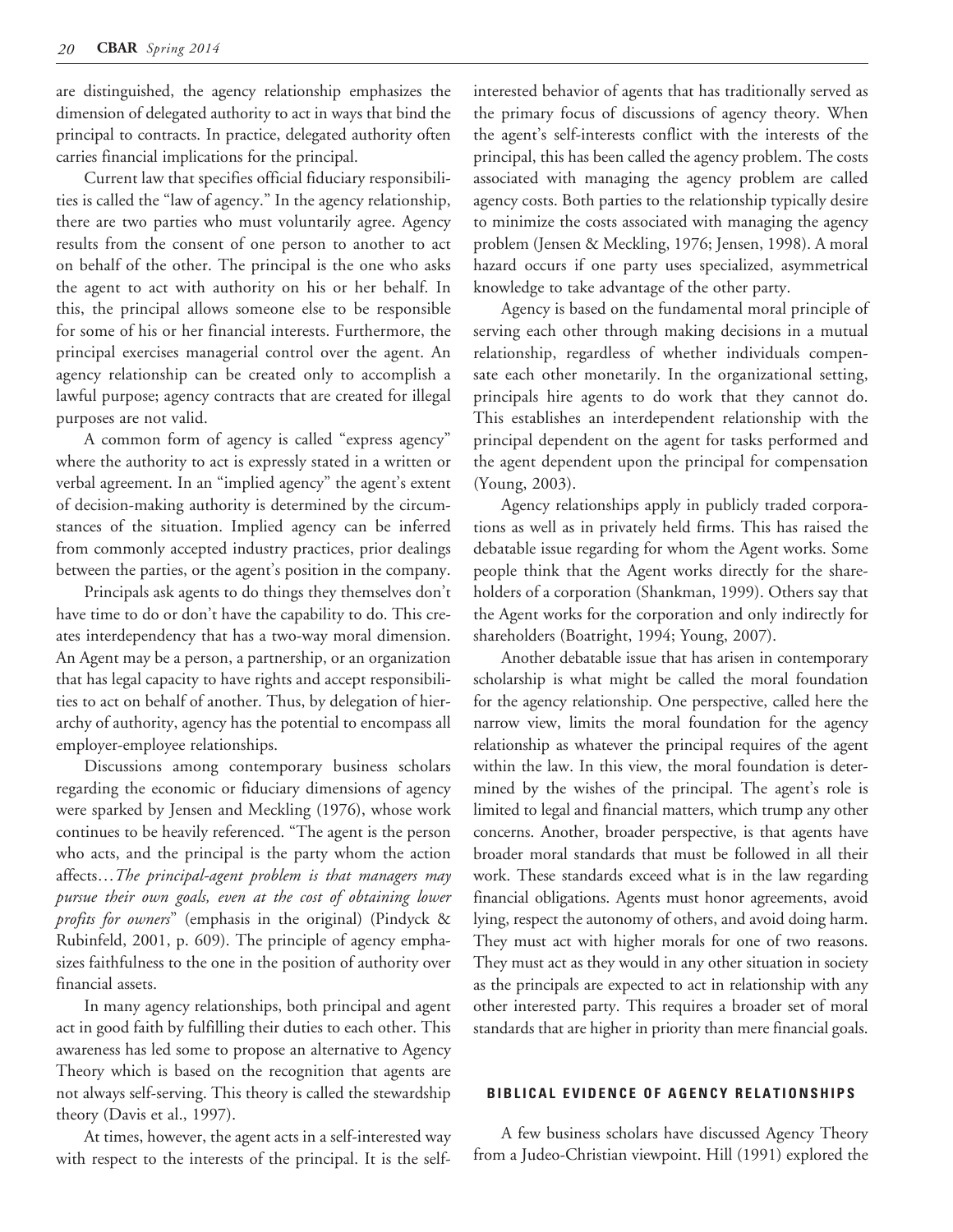are distinguished, the agency relationship emphasizes the dimension of delegated authority to act in ways that bind the principal to contracts. In practice, delegated authority often carries financial implications for the principal.

Current law that specifies official fiduciary responsibilities is called the "law of agency." In the agency relationship, there are two parties who must voluntarily agree. Agency results from the consent of one person to another to act on behalf of the other. The principal is the one who asks the agent to act with authority on his or her behalf. In this, the principal allows someone else to be responsible for some of his or her financial interests. Furthermore, the principal exercises managerial control over the agent. An agency relationship can be created only to accomplish a lawful purpose; agency contracts that are created for illegal purposes are not valid.

A common form of agency is called "express agency" where the authority to act is expressly stated in a written or verbal agreement. In an "implied agency" the agent's extent of decision-making authority is determined by the circumstances of the situation. Implied agency can be inferred from commonly accepted industry practices, prior dealings between the parties, or the agent's position in the company.

Principals ask agents to do things they themselves don't have time to do or don't have the capability to do. This creates interdependency that has a two-way moral dimension. An Agent may be a person, a partnership, or an organization that has legal capacity to have rights and accept responsibilities to act on behalf of another. Thus, by delegation of hierarchy of authority, agency has the potential to encompass all employer-employee relationships.

Discussions among contemporary business scholars regarding the economic or fiduciary dimensions of agency were sparked by Jensen and Meckling (1976), whose work continues to be heavily referenced. "The agent is the person who acts, and the principal is the party whom the action affects…*The principal-agent problem is that managers may pursue their own goals, even at the cost of obtaining lower profits for owners*" (emphasis in the original) (Pindyck & Rubinfeld, 2001, p. 609). The principle of agency emphasizes faithfulness to the one in the position of authority over financial assets.

In many agency relationships, both principal and agent act in good faith by fulfilling their duties to each other. This awareness has led some to propose an alternative to Agency Theory which is based on the recognition that agents are not always self-serving. This theory is called the stewardship theory (Davis et al., 1997).

At times, however, the agent acts in a self-interested way with respect to the interests of the principal. It is the self-interested behavior of agents that has traditionally served as the primary focus of discussions of agency theory. When the agent's self-interests conflict with the interests of the principal, this has been called the agency problem. The costs associated with managing the agency problem are called agency costs. Both parties to the relationship typically desire to minimize the costs associated with managing the agency problem (Jensen & Meckling, 1976; Jensen, 1998). A moral hazard occurs if one party uses specialized, asymmetrical knowledge to take advantage of the other party.

Agency is based on the fundamental moral principle of serving each other through making decisions in a mutual relationship, regardless of whether individuals compensate each other monetarily. In the organizational setting, principals hire agents to do work that they cannot do. This establishes an interdependent relationship with the principal dependent on the agent for tasks performed and the agent dependent upon the principal for compensation (Young, 2003).

Agency relationships apply in publicly traded corporations as well as in privately held firms. This has raised the debatable issue regarding for whom the Agent works. Some people think that the Agent works directly for the shareholders of a corporation (Shankman, 1999). Others say that the Agent works for the corporation and only indirectly for shareholders (Boatright, 1994; Young, 2007).

Another debatable issue that has arisen in contemporary scholarship is what might be called the moral foundation for the agency relationship. One perspective, called here the narrow view, limits the moral foundation for the agency relationship as whatever the principal requires of the agent within the law. In this view, the moral foundation is determined by the wishes of the principal. The agent's role is limited to legal and financial matters, which trump any other concerns. Another, broader perspective, is that agents have broader moral standards that must be followed in all their work. These standards exceed what is in the law regarding financial obligations. Agents must honor agreements, avoid lying, respect the autonomy of others, and avoid doing harm. They must act with higher morals for one of two reasons. They must act as they would in any other situation in society as the principals are expected to act in relationship with any other interested party. This requires a broader set of moral standards that are higher in priority than mere financial goals.

## BIBLICAL EVIDENCE OF AGENCY RELATIONSHIPS

A few business scholars have discussed Agency Theory from a Judeo-Christian viewpoint. Hill (1991) explored the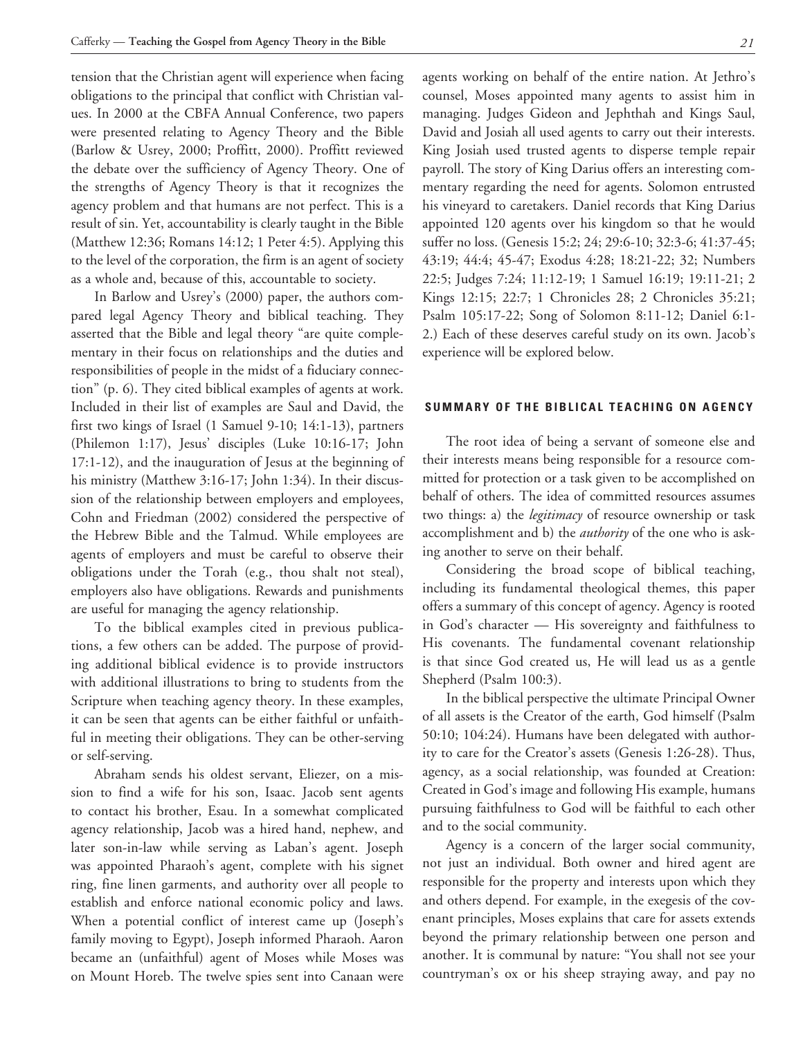tension that the Christian agent will experience when facing obligations to the principal that conflict with Christian values. In 2000 at the CBFA Annual Conference, two papers were presented relating to Agency Theory and the Bible (Barlow & Usrey, 2000; Proffitt, 2000). Proffitt reviewed the debate over the sufficiency of Agency Theory. One of the strengths of Agency Theory is that it recognizes the agency problem and that humans are not perfect. This is a result of sin. Yet, accountability is clearly taught in the Bible (Matthew 12:36; Romans 14:12; 1 Peter 4:5). Applying this to the level of the corporation, the firm is an agent of society as a whole and, because of this, accountable to society.

In Barlow and Usrey's (2000) paper, the authors compared legal Agency Theory and biblical teaching. They asserted that the Bible and legal theory "are quite complementary in their focus on relationships and the duties and responsibilities of people in the midst of a fiduciary connection" (p. 6). They cited biblical examples of agents at work. Included in their list of examples are Saul and David, the first two kings of Israel (1 Samuel 9-10; 14:1-13), partners (Philemon 1:17), Jesus' disciples (Luke 10:16-17; John 17:1-12), and the inauguration of Jesus at the beginning of his ministry (Matthew 3:16-17; John 1:34). In their discussion of the relationship between employers and employees, Cohn and Friedman (2002) considered the perspective of the Hebrew Bible and the Talmud. While employees are agents of employers and must be careful to observe their obligations under the Torah (e.g., thou shalt not steal), employers also have obligations. Rewards and punishments are useful for managing the agency relationship.

To the biblical examples cited in previous publications, a few others can be added. The purpose of providing additional biblical evidence is to provide instructors with additional illustrations to bring to students from the Scripture when teaching agency theory. In these examples, it can be seen that agents can be either faithful or unfaithful in meeting their obligations. They can be other-serving or self-serving.

Abraham sends his oldest servant, Eliezer, on a mission to find a wife for his son, Isaac. Jacob sent agents to contact his brother, Esau. In a somewhat complicated agency relationship, Jacob was a hired hand, nephew, and later son-in-law while serving as Laban's agent. Joseph was appointed Pharaoh's agent, complete with his signet ring, fine linen garments, and authority over all people to establish and enforce national economic policy and laws. When a potential conflict of interest came up (Joseph's family moving to Egypt), Joseph informed Pharaoh. Aaron became an (unfaithful) agent of Moses while Moses was on Mount Horeb. The twelve spies sent into Canaan were agents working on behalf of the entire nation. At Jethro's counsel, Moses appointed many agents to assist him in managing. Judges Gideon and Jephthah and Kings Saul, David and Josiah all used agents to carry out their interests. King Josiah used trusted agents to disperse temple repair payroll. The story of King Darius offers an interesting commentary regarding the need for agents. Solomon entrusted his vineyard to caretakers. Daniel records that King Darius appointed 120 agents over his kingdom so that he would suffer no loss. (Genesis 15:2; 24; 29:6-10; 32:3-6; 41:37-45; 43:19; 44:4; 45-47; Exodus 4:28; 18:21-22; 32; Numbers 22:5; Judges 7:24; 11:12-19; 1 Samuel 16:19; 19:11-21; 2 Kings 12:15; 22:7; 1 Chronicles 28; 2 Chronicles 35:21; Psalm 105:17-22; Song of Solomon 8:11-12; Daniel 6:1-2.) Each of these deserves careful study on its own. Jacob's experience will be explored below.

## SUMMARY OF THE BIBLICAL TEACHING ON AGENCY

The root idea of being a servant of someone else and their interests means being responsible for a resource committed for protection or a task given to be accomplished on behalf of others. The idea of committed resources assumes two things: a) the *legitimacy* of resource ownership or task accomplishment and b) the *authority* of the one who is asking another to serve on their behalf.

Considering the broad scope of biblical teaching, including its fundamental theological themes, this paper offers a summary of this concept of agency. Agency is rooted in God's character — His sovereignty and faithfulness to His covenants. The fundamental covenant relationship is that since God created us, He will lead us as a gentle Shepherd (Psalm 100:3).

In the biblical perspective the ultimate Principal Owner of all assets is the Creator of the earth, God himself (Psalm 50:10; 104:24). Humans have been delegated with authority to care for the Creator's assets (Genesis 1:26-28). Thus, agency, as a social relationship, was founded at Creation: Created in God's image and following His example, humans pursuing faithfulness to God will be faithful to each other and to the social community.

Agency is a concern of the larger social community, not just an individual. Both owner and hired agent are responsible for the property and interests upon which they and others depend. For example, in the exegesis of the covenant principles, Moses explains that care for assets extends beyond the primary relationship between one person and another. It is communal by nature: "You shall not see your countryman's ox or his sheep straying away, and pay no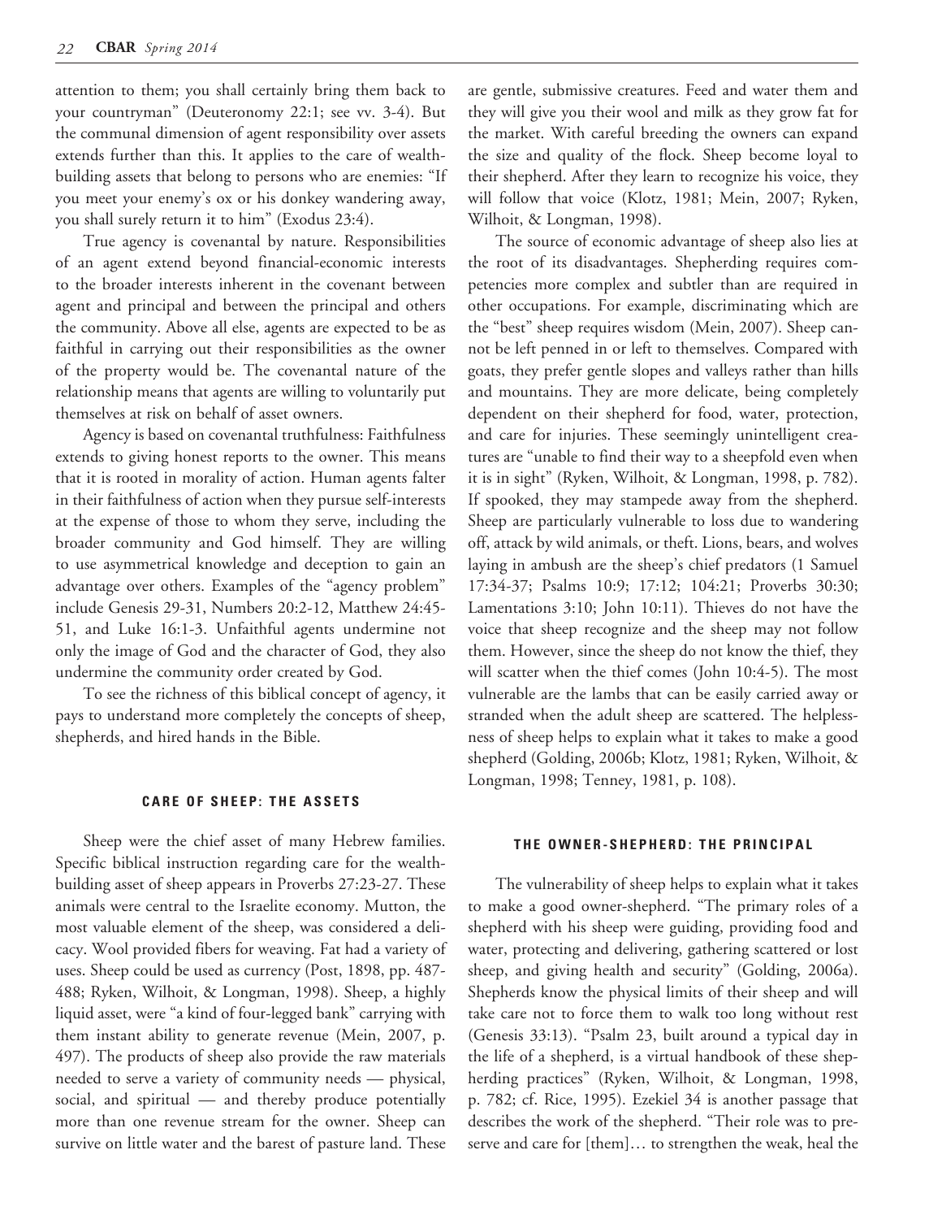attention to them; you shall certainly bring them back to your countryman" (Deuteronomy 22:1; see vv. 3-4). But the communal dimension of agent responsibility over assets extends further than this. It applies to the care of wealth-building assets that belong to persons who are enemies: "If you meet your enemy's ox or his donkey wandering away, you shall surely return it to him" (Exodus 23:4).

True agency is covenantal by nature. Responsibilities of an agent extend beyond financial-economic interests to the broader interests inherent in the covenant between agent and principal and between the principal and others the community. Above all else, agents are expected to be as faithful in carrying out their responsibilities as the owner of the property would be. The covenantal nature of the relationship means that agents are willing to voluntarily put themselves at risk on behalf of asset owners.

Agency is based on covenantal truthfulness: Faithfulness extends to giving honest reports to the owner. This means that it is rooted in morality of action. Human agents falter in their faithfulness of action when they pursue self-interests at the expense of those to whom they serve, including the broader community and God himself. They are willing to use asymmetrical knowledge and deception to gain an advantage over others. Examples of the "agency problem" include Genesis 29-31, Numbers 20:2-12, Matthew 24:45-51, and Luke 16:1-3. Unfaithful agents undermine not only the image of God and the character of God, they also undermine the community order created by God.

To see the richness of this biblical concept of agency, it pays to understand more completely the concepts of sheep, shepherds, and hired hands in the Bible.

## CARE OF SHEEP: THE ASSETS

Sheep were the chief asset of many Hebrew families. Specific biblical instruction regarding care for the wealth-building asset of sheep appears in Proverbs 27:23-27. These animals were central to the Israelite economy. Mutton, the most valuable element of the sheep, was considered a delicacy. Wool provided fibers for weaving. Fat had a variety of uses. Sheep could be used as currency (Post, 1898, pp. 487-488; Ryken, Wilhoit, & Longman, 1998). Sheep, a highly liquid asset, were "a kind of four-legged bank" carrying with them instant ability to generate revenue (Mein, 2007, p. 497). The products of sheep also provide the raw materials needed to serve a variety of community needs — physical, social, and spiritual — and thereby produce potentially more than one revenue stream for the owner. Sheep can survive on little water and the barest of pasture land. These are gentle, submissive creatures. Feed and water them and they will give you their wool and milk as they grow fat for the market. With careful breeding the owners can expand the size and quality of the flock. Sheep become loyal to their shepherd. After they learn to recognize his voice, they will follow that voice (Klotz, 1981; Mein, 2007; Ryken, Wilhoit, & Longman, 1998).

The source of economic advantage of sheep also lies at the root of its disadvantages. Shepherding requires competencies more complex and subtler than are required in other occupations. For example, discriminating which are the "best" sheep requires wisdom (Mein, 2007). Sheep cannot be left penned in or left to themselves. Compared with goats, they prefer gentle slopes and valleys rather than hills and mountains. They are more delicate, being completely dependent on their shepherd for food, water, protection, and care for injuries. These seemingly unintelligent creatures are "unable to find their way to a sheepfold even when it is in sight" (Ryken, Wilhoit, & Longman, 1998, p. 782). If spooked, they may stampede away from the shepherd. Sheep are particularly vulnerable to loss due to wandering off, attack by wild animals, or theft. Lions, bears, and wolves laying in ambush are the sheep's chief predators (1 Samuel 17:34-37; Psalms 10:9; 17:12; 104:21; Proverbs 30:30; Lamentations 3:10; John 10:11). Thieves do not have the voice that sheep recognize and the sheep may not follow them. However, since the sheep do not know the thief, they will scatter when the thief comes (John 10:4-5). The most vulnerable are the lambs that can be easily carried away or stranded when the adult sheep are scattered. The helplessness of sheep helps to explain what it takes to make a good shepherd (Golding, 2006b; Klotz, 1981; Ryken, Wilhoit, & Longman, 1998; Tenney, 1981, p. 108).

## THE OWNER-SHEPHERD: THE PRINCIPAL

The vulnerability of sheep helps to explain what it takes to make a good owner-shepherd. "The primary roles of a shepherd with his sheep were guiding, providing food and water, protecting and delivering, gathering scattered or lost sheep, and giving health and security" (Golding, 2006a). Shepherds know the physical limits of their sheep and will take care not to force them to walk too long without rest (Genesis 33:13). "Psalm 23, built around a typical day in the life of a shepherd, is a virtual handbook of these shepherding practices" (Ryken, Wilhoit, & Longman, 1998, p. 782; cf. Rice, 1995). Ezekiel 34 is another passage that describes the work of the shepherd. "Their role was to preserve and care for [them]… to strengthen the weak, heal the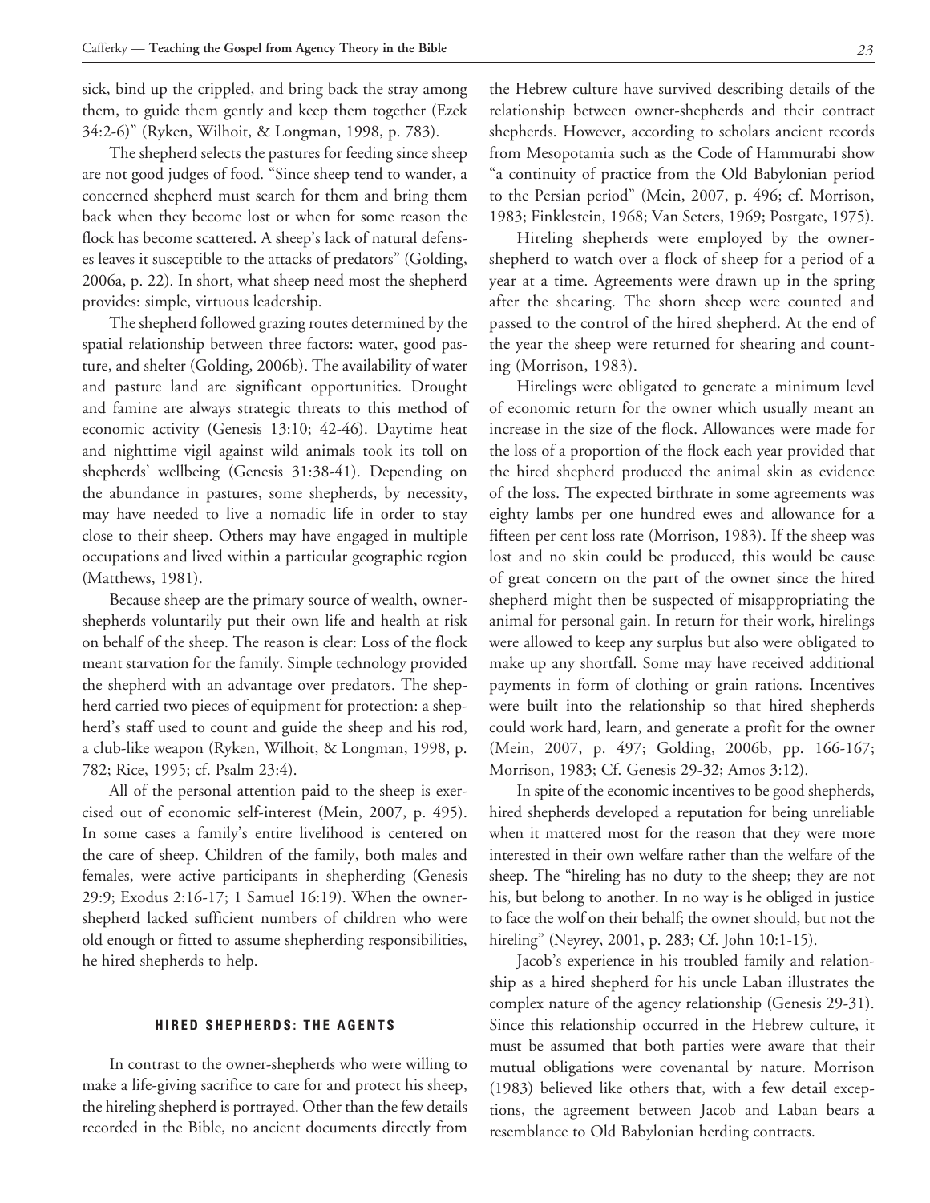sick, bind up the crippled, and bring back the stray among them, to guide them gently and keep them together (Ezek 34:2-6)" (Ryken, Wilhoit, & Longman, 1998, p. 783).

The shepherd selects the pastures for feeding since sheep are not good judges of food. "Since sheep tend to wander, a concerned shepherd must search for them and bring them back when they become lost or when for some reason the flock has become scattered. A sheep's lack of natural defenses leaves it susceptible to the attacks of predators" (Golding, 2006a, p. 22). In short, what sheep need most the shepherd provides: simple, virtuous leadership.

The shepherd followed grazing routes determined by the spatial relationship between three factors: water, good pasture, and shelter (Golding, 2006b). The availability of water and pasture land are significant opportunities. Drought and famine are always strategic threats to this method of economic activity (Genesis 13:10; 42-46). Daytime heat and nighttime vigil against wild animals took its toll on shepherds' wellbeing (Genesis 31:38-41). Depending on the abundance in pastures, some shepherds, by necessity, may have needed to live a nomadic life in order to stay close to their sheep. Others may have engaged in multiple occupations and lived within a particular geographic region (Matthews, 1981).

Because sheep are the primary source of wealth, owner-shepherds voluntarily put their own life and health at risk on behalf of the sheep. The reason is clear: Loss of the flock meant starvation for the family. Simple technology provided the shepherd with an advantage over predators. The shepherd carried two pieces of equipment for protection: a shepherd's staff used to count and guide the sheep and his rod, a club-like weapon (Ryken, Wilhoit, & Longman, 1998, p. 782; Rice, 1995; cf. Psalm 23:4).

All of the personal attention paid to the sheep is exercised out of economic self-interest (Mein, 2007, p. 495). In some cases a family's entire livelihood is centered on the care of sheep. Children of the family, both males and females, were active participants in shepherding (Genesis 29:9; Exodus 2:16-17; 1 Samuel 16:19). When the owner-shepherd lacked sufficient numbers of children who were old enough or fitted to assume shepherding responsibilities, he hired shepherds to help.

## HIRED SHEPHERDS: THE AGENTS

In contrast to the owner-shepherds who were willing to make a life-giving sacrifice to care for and protect his sheep, the hireling shepherd is portrayed. Other than the few details recorded in the Bible, no ancient documents directly from the Hebrew culture have survived describing details of the relationship between owner-shepherds and their contract shepherds. However, according to scholars ancient records from Mesopotamia such as the Code of Hammurabi show "a continuity of practice from the Old Babylonian period to the Persian period" (Mein, 2007, p. 496; cf. Morrison, 1983; Finklestein, 1968; Van Seters, 1969; Postgate, 1975).

Hireling shepherds were employed by the owner-shepherd to watch over a flock of sheep for a period of a year at a time. Agreements were drawn up in the spring after the shearing. The shorn sheep were counted and passed to the control of the hired shepherd. At the end of the year the sheep were returned for shearing and counting (Morrison, 1983).

Hirelings were obligated to generate a minimum level of economic return for the owner which usually meant an increase in the size of the flock. Allowances were made for the loss of a proportion of the flock each year provided that the hired shepherd produced the animal skin as evidence of the loss. The expected birthrate in some agreements was eighty lambs per one hundred ewes and allowance for a fifteen per cent loss rate (Morrison, 1983). If the sheep was lost and no skin could be produced, this would be cause of great concern on the part of the owner since the hired shepherd might then be suspected of misappropriating the animal for personal gain. In return for their work, hirelings were allowed to keep any surplus but also were obligated to make up any shortfall. Some may have received additional payments in form of clothing or grain rations. Incentives were built into the relationship so that hired shepherds could work hard, learn, and generate a profit for the owner (Mein, 2007, p. 497; Golding, 2006b, pp. 166-167; Morrison, 1983; Cf. Genesis 29-32; Amos 3:12).

In spite of the economic incentives to be good shepherds, hired shepherds developed a reputation for being unreliable when it mattered most for the reason that they were more interested in their own welfare rather than the welfare of the sheep. The "hireling has no duty to the sheep; they are not his, but belong to another. In no way is he obliged in justice to face the wolf on their behalf; the owner should, but not the hireling" (Neyrey, 2001, p. 283; Cf. John 10:1-15).

Jacob's experience in his troubled family and relationship as a hired shepherd for his uncle Laban illustrates the complex nature of the agency relationship (Genesis 29-31). Since this relationship occurred in the Hebrew culture, it must be assumed that both parties were aware that their mutual obligations were covenantal by nature. Morrison (1983) believed like others that, with a few detail exceptions, the agreement between Jacob and Laban bears a resemblance to Old Babylonian herding contracts.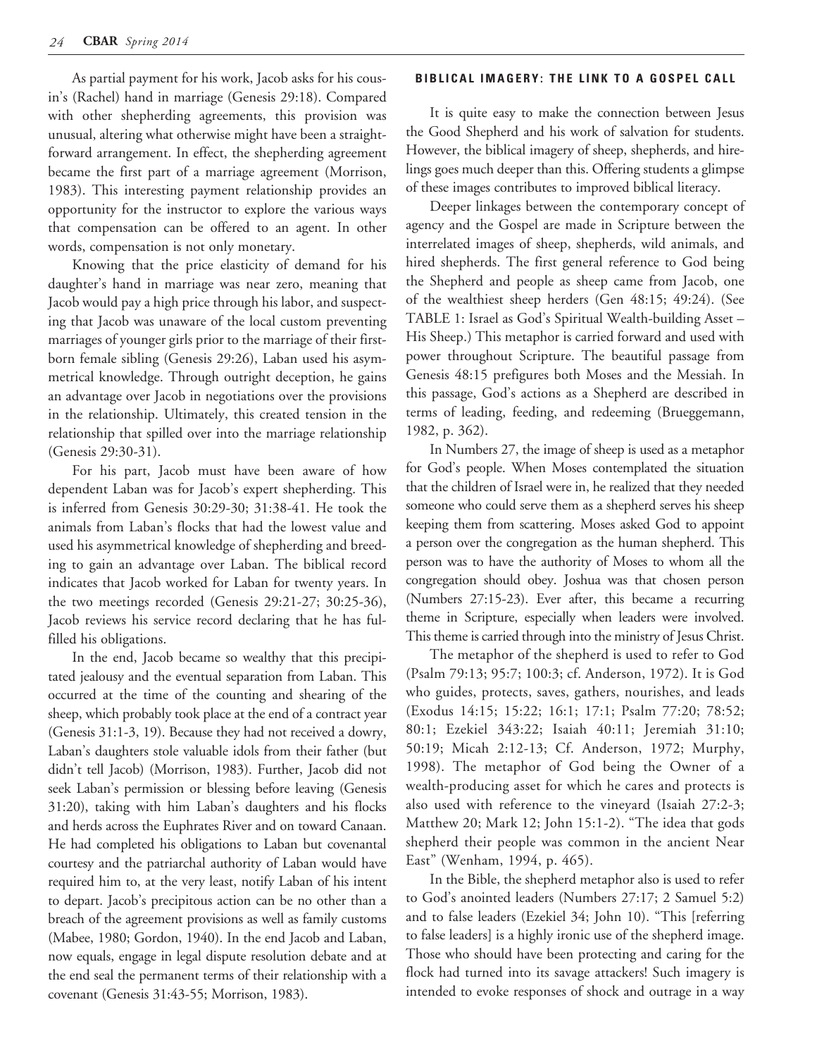As partial payment for his work, Jacob asks for his cousin's (Rachel) hand in marriage (Genesis 29:18). Compared with other shepherding agreements, this provision was unusual, altering what otherwise might have been a straightforward arrangement. In effect, the shepherding agreement became the first part of a marriage agreement (Morrison, 1983). This interesting payment relationship provides an opportunity for the instructor to explore the various ways that compensation can be offered to an agent. In other words, compensation is not only monetary.

Knowing that the price elasticity of demand for his daughter's hand in marriage was near zero, meaning that Jacob would pay a high price through his labor, and suspecting that Jacob was unaware of the local custom preventing marriages of younger girls prior to the marriage of their firstborn female sibling (Genesis 29:26), Laban used his asymmetrical knowledge. Through outright deception, he gains an advantage over Jacob in negotiations over the provisions in the relationship. Ultimately, this created tension in the relationship that spilled over into the marriage relationship (Genesis 29:30-31).

For his part, Jacob must have been aware of how dependent Laban was for Jacob's expert shepherding. This is inferred from Genesis 30:29-30; 31:38-41. He took the animals from Laban's flocks that had the lowest value and used his asymmetrical knowledge of shepherding and breeding to gain an advantage over Laban. The biblical record indicates that Jacob worked for Laban for twenty years. In the two meetings recorded (Genesis 29:21-27; 30:25-36), Jacob reviews his service record declaring that he has fulfilled his obligations.

In the end, Jacob became so wealthy that this precipitated jealousy and the eventual separation from Laban. This occurred at the time of the counting and shearing of the sheep, which probably took place at the end of a contract year (Genesis 31:1-3, 19). Because they had not received a dowry, Laban's daughters stole valuable idols from their father (but didn't tell Jacob) (Morrison, 1983). Further, Jacob did not seek Laban's permission or blessing before leaving (Genesis 31:20), taking with him Laban's daughters and his flocks and herds across the Euphrates River and on toward Canaan. He had completed his obligations to Laban but covenantal courtesy and the patriarchal authority of Laban would have required him to, at the very least, notify Laban of his intent to depart. Jacob's precipitous action can be no other than a breach of the agreement provisions as well as family customs (Mabee, 1980; Gordon, 1940). In the end Jacob and Laban, now equals, engage in legal dispute resolution debate and at the end seal the permanent terms of their relationship with a covenant (Genesis 31:43-55; Morrison, 1983).

## BIBLICAL IMAGERY: THE LINK TO A GOSPEL CALL

It is quite easy to make the connection between Jesus the Good Shepherd and his work of salvation for students. However, the biblical imagery of sheep, shepherds, and hirelings goes much deeper than this. Offering students a glimpse of these images contributes to improved biblical literacy.

Deeper linkages between the contemporary concept of agency and the Gospel are made in Scripture between the interrelated images of sheep, shepherds, wild animals, and hired shepherds. The first general reference to God being the Shepherd and people as sheep came from Jacob, one of the wealthiest sheep herders (Gen 48:15; 49:24). (See TABLE 1: Israel as God's Spiritual Wealth-building Asset – His Sheep.) This metaphor is carried forward and used with power throughout Scripture. The beautiful passage from Genesis 48:15 prefigures both Moses and the Messiah. In this passage, God's actions as a Shepherd are described in terms of leading, feeding, and redeeming (Brueggemann, 1982, p. 362).

In Numbers 27, the image of sheep is used as a metaphor for God's people. When Moses contemplated the situation that the children of Israel were in, he realized that they needed someone who could serve them as a shepherd serves his sheep keeping them from scattering. Moses asked God to appoint a person over the congregation as the human shepherd. This person was to have the authority of Moses to whom all the congregation should obey. Joshua was that chosen person (Numbers 27:15-23). Ever after, this became a recurring theme in Scripture, especially when leaders were involved. This theme is carried through into the ministry of Jesus Christ.

The metaphor of the shepherd is used to refer to God (Psalm 79:13; 95:7; 100:3; cf. Anderson, 1972). It is God who guides, protects, saves, gathers, nourishes, and leads (Exodus 14:15; 15:22; 16:1; 17:1; Psalm 77:20; 78:52; 80:1; Ezekiel 343:22; Isaiah 40:11; Jeremiah 31:10; 50:19; Micah 2:12-13; Cf. Anderson, 1972; Murphy, 1998). The metaphor of God being the Owner of a wealth-producing asset for which he cares and protects is also used with reference to the vineyard (Isaiah 27:2-3; Matthew 20; Mark 12; John 15:1-2). "The idea that gods shepherd their people was common in the ancient Near East" (Wenham, 1994, p. 465).

In the Bible, the shepherd metaphor also is used to refer to God's anointed leaders (Numbers 27:17; 2 Samuel 5:2) and to false leaders (Ezekiel 34; John 10). "This [referring to false leaders] is a highly ironic use of the shepherd image. Those who should have been protecting and caring for the flock had turned into its savage attackers! Such imagery is intended to evoke responses of shock and outrage in a way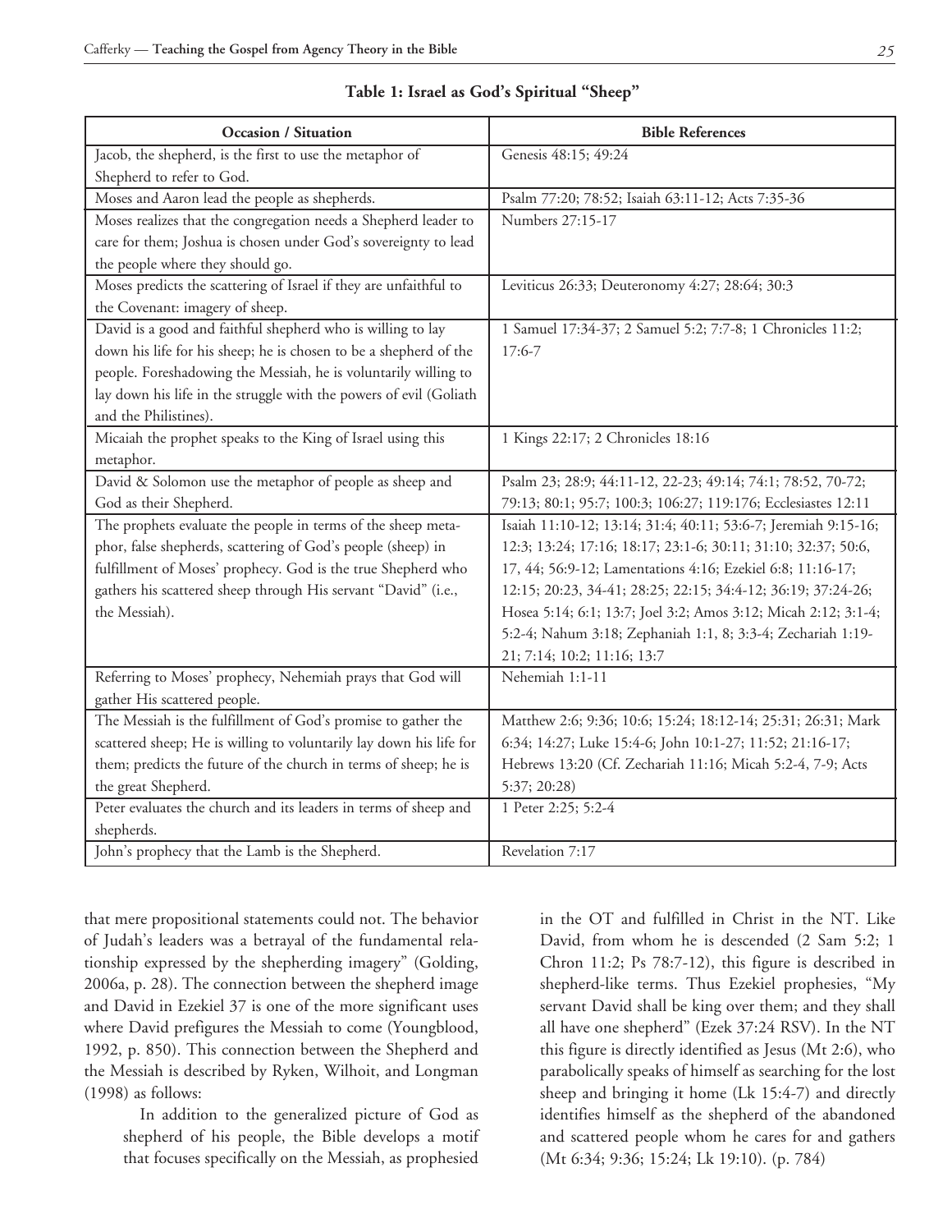**Table 1: Israel as God's Spiritual "Sheep"**

| Occasion / Situation | Bible References |
|---|---|
| Jacob, the shepherd, is the first to use the metaphor of Shepherd to refer to God. | Genesis 48:15; 49:24 |
| Moses and Aaron lead the people as shepherds. | Psalm 77:20; 78:52; Isaiah 63:11-12; Acts 7:35-36 |
| Moses realizes that the congregation needs a Shepherd leader to care for them; Joshua is chosen under God's sovereignty to lead the people where they should go. | Numbers 27:15-17 |
| Moses predicts the scattering of Israel if they are unfaithful to the Covenant: imagery of sheep. | Leviticus 26:33; Deuteronomy 4:27; 28:64; 30:3 |
| David is a good and faithful shepherd who is willing to lay down his life for his sheep; he is chosen to be a shepherd of the people. Foreshadowing the Messiah, he is voluntarily willing to lay down his life in the struggle with the powers of evil (Goliath and the Philistines). | 1 Samuel 17:34-37; 2 Samuel 5:2; 7:7-8; 1 Chronicles 11:2; 17:6-7 |
| Micaiah the prophet speaks to the King of Israel using this metaphor. | 1 Kings 22:17; 2 Chronicles 18:16 |
| David & Solomon use the metaphor of people as sheep and God as their Shepherd. | Psalm 23; 28:9; 44:11-12, 22-23; 49:14; 74:1; 78:52, 70-72; 79:13; 80:1; 95:7; 100:3; 106:27; 119:176; Ecclesiastes 12:11 |
| The prophets evaluate the people in terms of the sheep metaphor, false shepherds, scattering of God's people (sheep) in fulfillment of Moses' prophecy. God is the true Shepherd who gathers his scattered sheep through His servant "David" (i.e., the Messiah). | Isaiah 11:10-12; 13:14; 31:4; 40:11; 53:6-7; Jeremiah 9:15-16; 12:3; 13:24; 17:16; 18:17; 23:1-6; 30:11; 31:10; 32:37; 50:6, 17, 44; 56:9-12; Lamentations 4:16; Ezekiel 6:8; 11:16-17; 12:15; 20:23, 34-41; 28:25; 22:15; 34:4-12; 36:19; 37:24-26; Hosea 5:14; 6:1; 13:7; Joel 3:2; Amos 3:12; Micah 2:12; 3:1-4; 5:2-4; Nahum 3:18; Zephaniah 1:1, 8; 3:3-4; Zechariah 1:19-21; 7:14; 10:2; 11:16; 13:7 |
| Referring to Moses' prophecy, Nehemiah prays that God will gather His scattered people. | Nehemiah 1:1-11 |
| The Messiah is the fulfillment of God's promise to gather the scattered sheep; He is willing to voluntarily lay down his life for them; predicts the future of the church in terms of sheep; he is the great Shepherd. | Matthew 2:6; 9:36; 10:6; 15:24; 18:12-14; 25:31; 26:31; Mark 6:34; 14:27; Luke 15:4-6; John 10:1-27; 11:52; 21:16-17; Hebrews 13:20 (Cf. Zechariah 11:16; Micah 5:2-4, 7-9; Acts 5:37; 20:28) |
| Peter evaluates the church and its leaders in terms of sheep and shepherds. | 1 Peter 2:25; 5:2-4 |
| John's prophecy that the Lamb is the Shepherd. | Revelation 7:17 |

that mere propositional statements could not. The behavior of Judah's leaders was a betrayal of the fundamental relationship expressed by the shepherding imagery" (Golding, 2006a, p. 28). The connection between the shepherd image and David in Ezekiel 37 is one of the more significant uses where David prefigures the Messiah to come (Youngblood, 1992, p. 850). This connection between the Shepherd and the Messiah is described by Ryken, Wilhoit, and Longman (1998) as follows:

> In addition to the generalized picture of God as shepherd of his people, the Bible develops a motif that focuses specifically on the Messiah, as prophesied in the OT and fulfilled in Christ in the NT. Like David, from whom he is descended (2 Sam 5:2; 1 Chron 11:2; Ps 78:7-12), this figure is described in shepherd-like terms. Thus Ezekiel prophesies, "My servant David shall be king over them; and they shall all have one shepherd" (Ezek 37:24 RSV). In the NT this figure is directly identified as Jesus (Mt 2:6), who parabolically speaks of himself as searching for the lost sheep and bringing it home (Lk 15:4-7) and directly identifies himself as the shepherd of the abandoned and scattered people whom he cares for and gathers (Mt 6:34; 9:36; 15:24; Lk 19:10). (p. 784)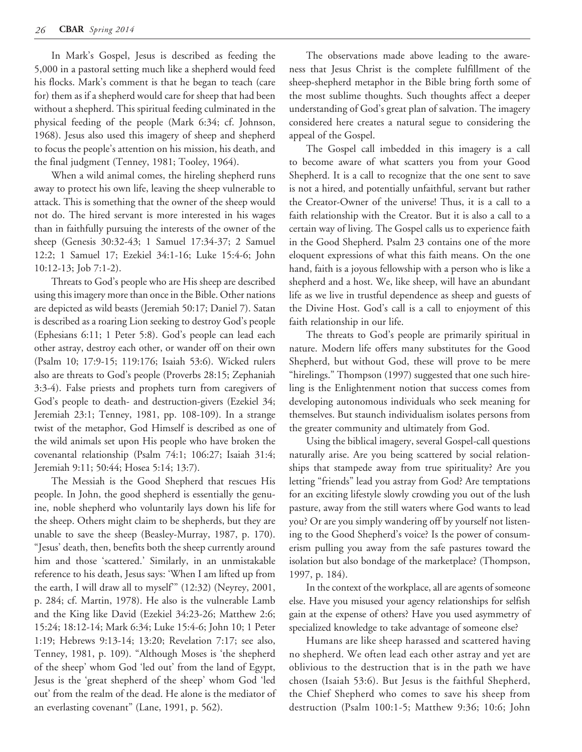In Mark's Gospel, Jesus is described as feeding the 5,000 in a pastoral setting much like a shepherd would feed his flocks. Mark's comment is that he began to teach (care for) them as if a shepherd would care for sheep that had been without a shepherd. This spiritual feeding culminated in the physical feeding of the people (Mark 6:34; cf. Johnson, 1968). Jesus also used this imagery of sheep and shepherd to focus the people's attention on his mission, his death, and the final judgment (Tenney, 1981; Tooley, 1964).

When a wild animal comes, the hireling shepherd runs away to protect his own life, leaving the sheep vulnerable to attack. This is something that the owner of the sheep would not do. The hired servant is more interested in his wages than in faithfully pursuing the interests of the owner of the sheep (Genesis 30:32-43; 1 Samuel 17:34-37; 2 Samuel 12:2; 1 Samuel 17; Ezekiel 34:1-16; Luke 15:4-6; John 10:12-13; Job 7:1-2).

Threats to God's people who are His sheep are described using this imagery more than once in the Bible. Other nations are depicted as wild beasts (Jeremiah 50:17; Daniel 7). Satan is described as a roaring Lion seeking to destroy God's people (Ephesians 6:11; 1 Peter 5:8). God's people can lead each other astray, destroy each other, or wander off on their own (Psalm 10; 17:9-15; 119:176; Isaiah 53:6). Wicked rulers also are threats to God's people (Proverbs 28:15; Zephaniah 3:3-4). False priests and prophets turn from caregivers of God's people to death- and destruction-givers (Ezekiel 34; Jeremiah 23:1; Tenney, 1981, pp. 108-109). In a strange twist of the metaphor, God Himself is described as one of the wild animals set upon His people who have broken the covenantal relationship (Psalm 74:1; 106:27; Isaiah 31:4; Jeremiah 9:11; 50:44; Hosea 5:14; 13:7).

The Messiah is the Good Shepherd that rescues His people. In John, the good shepherd is essentially the genuine, noble shepherd who voluntarily lays down his life for the sheep. Others might claim to be shepherds, but they are unable to save the sheep (Beasley-Murray, 1987, p. 170). "Jesus' death, then, benefits both the sheep currently around him and those 'scattered.' Similarly, in an unmistakable reference to his death, Jesus says: 'When I am lifted up from the earth, I will draw all to myself'" (12:32) (Neyrey, 2001, p. 284; cf. Martin, 1978). He also is the vulnerable Lamb and the King like David (Ezekiel 34:23-26; Matthew 2:6; 15:24; 18:12-14; Mark 6:34; Luke 15:4-6; John 10; 1 Peter 1:19; Hebrews 9:13-14; 13:20; Revelation 7:17; see also, Tenney, 1981, p. 109). "Although Moses is 'the shepherd of the sheep' whom God 'led out' from the land of Egypt, Jesus is the 'great shepherd of the sheep' whom God 'led out' from the realm of the dead. He alone is the mediator of an everlasting covenant" (Lane, 1991, p. 562).

The observations made above leading to the awareness that Jesus Christ is the complete fulfillment of the sheep-shepherd metaphor in the Bible bring forth some of the most sublime thoughts. Such thoughts affect a deeper understanding of God's great plan of salvation. The imagery considered here creates a natural segue to considering the appeal of the Gospel.

The Gospel call imbedded in this imagery is a call to become aware of what scatters you from your Good Shepherd. It is a call to recognize that the one sent to save is not a hired, and potentially unfaithful, servant but rather the Creator-Owner of the universe! Thus, it is a call to a faith relationship with the Creator. But it is also a call to a certain way of living. The Gospel calls us to experience faith in the Good Shepherd. Psalm 23 contains one of the more eloquent expressions of what this faith means. On the one hand, faith is a joyous fellowship with a person who is like a shepherd and a host. We, like sheep, will have an abundant life as we live in trustful dependence as sheep and guests of the Divine Host. God's call is a call to enjoyment of this faith relationship in our life.

The threats to God's people are primarily spiritual in nature. Modern life offers many substitutes for the Good Shepherd, but without God, these will prove to be mere "hirelings." Thompson (1997) suggested that one such hireling is the Enlightenment notion that success comes from developing autonomous individuals who seek meaning for themselves. But staunch individualism isolates persons from the greater community and ultimately from God.

Using the biblical imagery, several Gospel-call questions naturally arise. Are you being scattered by social relationships that stampede away from true spirituality? Are you letting "friends" lead you astray from God? Are temptations for an exciting lifestyle slowly crowding you out of the lush pasture, away from the still waters where God wants to lead you? Or are you simply wandering off by yourself not listening to the Good Shepherd's voice? Is the power of consumerism pulling you away from the safe pastures toward the isolation but also bondage of the marketplace? (Thompson, 1997, p. 184).

In the context of the workplace, all are agents of someone else. Have you misused your agency relationships for selfish gain at the expense of others? Have you used asymmetry of specialized knowledge to take advantage of someone else?

Humans are like sheep harassed and scattered having no shepherd. We often lead each other astray and yet are oblivious to the destruction that is in the path we have chosen (Isaiah 53:6). But Jesus is the faithful Shepherd, the Chief Shepherd who comes to save his sheep from destruction (Psalm 100:1-5; Matthew 9:36; 10:6; John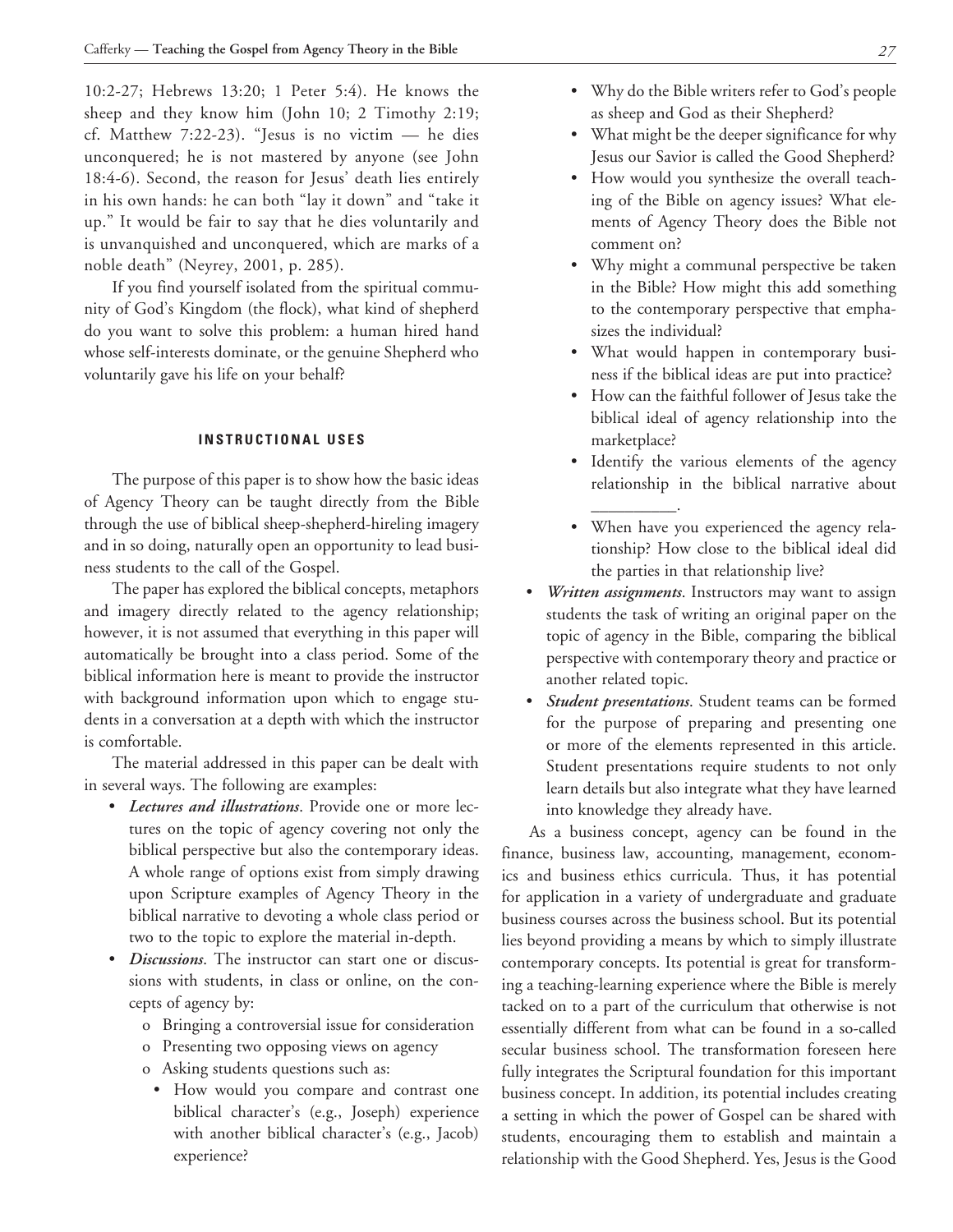10:2-27; Hebrews 13:20; 1 Peter 5:4). He knows the sheep and they know him (John 10; 2 Timothy 2:19; cf. Matthew 7:22-23). "Jesus is no victim — he dies unconquered; he is not mastered by anyone (see John 18:4-6). Second, the reason for Jesus' death lies entirely in his own hands: he can both "lay it down" and "take it up." It would be fair to say that he dies voluntarily and is unvanquished and unconquered, which are marks of a noble death" (Neyrey, 2001, p. 285).

If you find yourself isolated from the spiritual community of God's Kingdom (the flock), what kind of shepherd do you want to solve this problem: a human hired hand whose self-interests dominate, or the genuine Shepherd who voluntarily gave his life on your behalf?

## INSTRUCTIONAL USES

The purpose of this paper is to show how the basic ideas of Agency Theory can be taught directly from the Bible through the use of biblical sheep-shepherd-hireling imagery and in so doing, naturally open an opportunity to lead business students to the call of the Gospel.

The paper has explored the biblical concepts, metaphors and imagery directly related to the agency relationship; however, it is not assumed that everything in this paper will automatically be brought into a class period. Some of the biblical information here is meant to provide the instructor with background information upon which to engage students in a conversation at a depth with which the instructor is comfortable.

The material addressed in this paper can be dealt with in several ways. The following are examples:

- ***Lectures and illustrations***. Provide one or more lectures on the topic of agency covering not only the biblical perspective but also the contemporary ideas. A whole range of options exist from simply drawing upon Scripture examples of Agency Theory in the biblical narrative to devoting a whole class period or two to the topic to explore the material in-depth.
- ***Discussions***. The instructor can start one or discussions with students, in class or online, on the concepts of agency by:
  - o Bringing a controversial issue for consideration
  - o Presenting two opposing views on agency
  - o Asking students questions such as:
    - How would you compare and contrast one biblical character's (e.g., Joseph) experience with another biblical character's (e.g., Jacob) experience?
    - Why do the Bible writers refer to God's people as sheep and God as their Shepherd?
    - What might be the deeper significance for why Jesus our Savior is called the Good Shepherd?
    - How would you synthesize the overall teaching of the Bible on agency issues? What elements of Agency Theory does the Bible not comment on?
    - Why might a communal perspective be taken in the Bible? How might this add something to the contemporary perspective that emphasizes the individual?
    - What would happen in contemporary business if the biblical ideas are put into practice?
    - How can the faithful follower of Jesus take the biblical ideal of agency relationship into the marketplace?
    - Identify the various elements of the agency relationship in the biblical narrative about __________.
    - When have you experienced the agency relationship? How close to the biblical ideal did the parties in that relationship live?
- ***Written assignments***. Instructors may want to assign students the task of writing an original paper on the topic of agency in the Bible, comparing the biblical perspective with contemporary theory and practice or another related topic.
- ***Student presentations***. Student teams can be formed for the purpose of preparing and presenting one or more of the elements represented in this article. Student presentations require students to not only learn details but also integrate what they have learned into knowledge they already have.

As a business concept, agency can be found in the finance, business law, accounting, management, economics and business ethics curricula. Thus, it has potential for application in a variety of undergraduate and graduate business courses across the business school. But its potential lies beyond providing a means by which to simply illustrate contemporary concepts. Its potential is great for transforming a teaching-learning experience where the Bible is merely tacked on to a part of the curriculum that otherwise is not essentially different from what can be found in a so-called secular business school. The transformation foreseen here fully integrates the Scriptural foundation for this important business concept. In addition, its potential includes creating a setting in which the power of Gospel can be shared with students, encouraging them to establish and maintain a relationship with the Good Shepherd. Yes, Jesus is the Good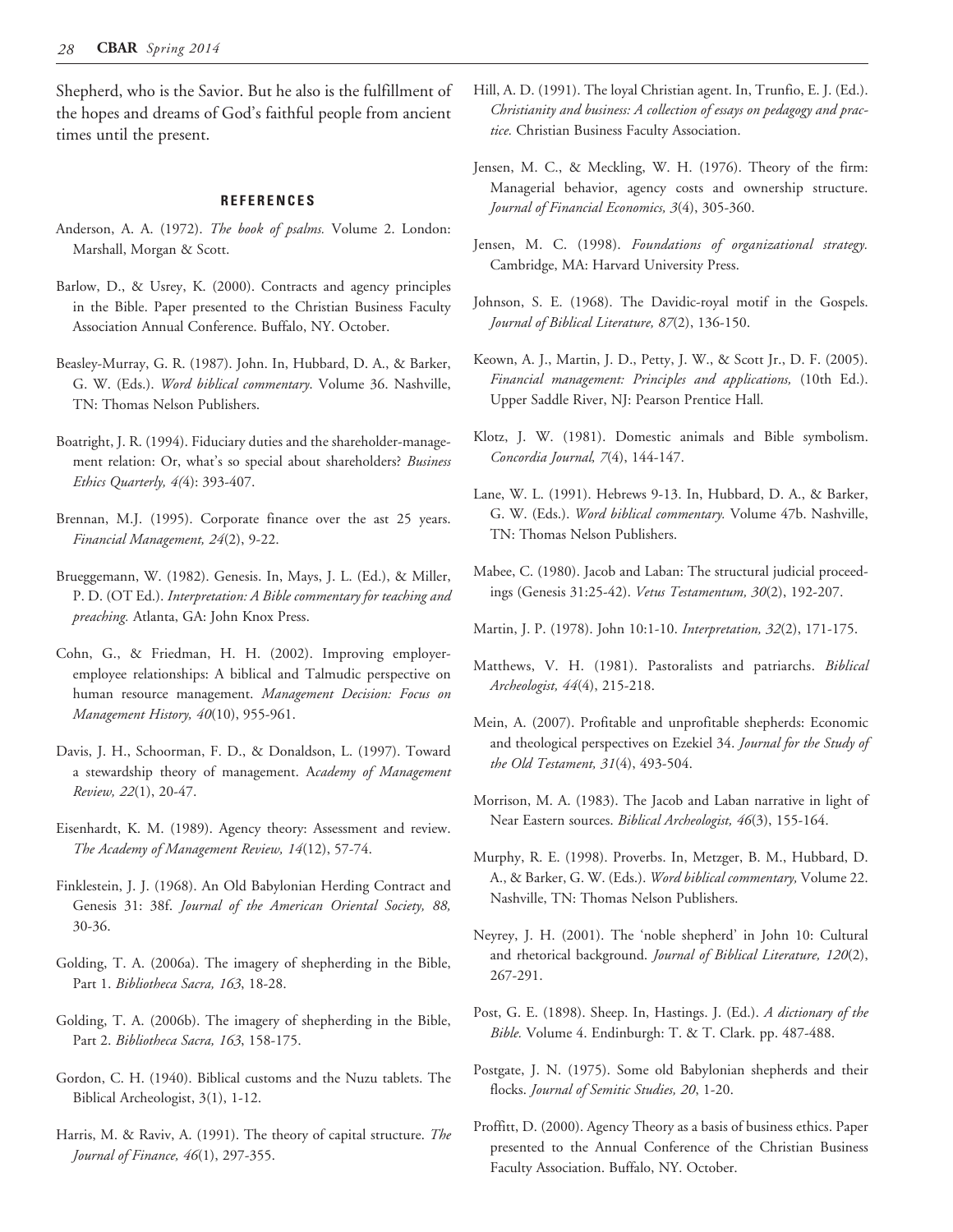Shepherd, who is the Savior. But he also is the fulfillment of the hopes and dreams of God's faithful people from ancient times until the present.

## REFERENCES

Anderson, A. A. (1972). *The book of psalms.* Volume 2. London: Marshall, Morgan & Scott.

Barlow, D., & Usrey, K. (2000). Contracts and agency principles in the Bible. Paper presented to the Christian Business Faculty Association Annual Conference. Buffalo, NY. October.

Beasley-Murray, G. R. (1987). John. In, Hubbard, D. A., & Barker, G. W. (Eds.). *Word biblical commentary*. Volume 36. Nashville, TN: Thomas Nelson Publishers.

Boatright, J. R. (1994). Fiduciary duties and the shareholder-management relation: Or, what's so special about shareholders? *Business Ethics Quarterly, 4(*4): 393-407.

Brennan, M.J. (1995). Corporate finance over the ast 25 years. *Financial Management, 24*(2), 9-22.

Brueggemann, W. (1982). Genesis. In, Mays, J. L. (Ed.), & Miller, P. D. (OT Ed.). *Interpretation: A Bible commentary for teaching and preaching.* Atlanta, GA: John Knox Press.

Cohn, G., & Friedman, H. H. (2002). Improving employer-employee relationships: A biblical and Talmudic perspective on human resource management. *Management Decision: Focus on Management History, 40*(10), 955-961.

Davis, J. H., Schoorman, F. D., & Donaldson, L. (1997). Toward a stewardship theory of management. A*cademy of Management Review, 22*(1), 20-47.

Eisenhardt, K. M. (1989). Agency theory: Assessment and review. *The Academy of Management Review, 14*(12), 57-74.

Finklestein, J. J. (1968). An Old Babylonian Herding Contract and Genesis 31: 38f. *Journal of the American Oriental Society, 88,* 30-36.

Golding, T. A. (2006a). The imagery of shepherding in the Bible, Part 1. *Bibliotheca Sacra, 163*, 18-28.

Golding, T. A. (2006b). The imagery of shepherding in the Bible, Part 2. *Bibliotheca Sacra, 163*, 158-175.

Gordon, C. H. (1940). Biblical customs and the Nuzu tablets. The Biblical Archeologist, 3(1), 1-12.

Harris, M. & Raviv, A. (1991). The theory of capital structure. *The Journal of Finance, 46*(1), 297-355.

Hill, A. D. (1991). The loyal Christian agent. In, Trunfio, E. J. (Ed.). *Christianity and business: A collection of essays on pedagogy and practice.* Christian Business Faculty Association.

Jensen, M. C., & Meckling, W. H. (1976). Theory of the firm: Managerial behavior, agency costs and ownership structure. *Journal of Financial Economics, 3*(4), 305-360.

Jensen, M. C. (1998). *Foundations of organizational strategy.* Cambridge, MA: Harvard University Press.

Johnson, S. E. (1968). The Davidic-royal motif in the Gospels. *Journal of Biblical Literature, 87*(2), 136-150.

Keown, A. J., Martin, J. D., Petty, J. W., & Scott Jr., D. F. (2005). *Financial management: Principles and applications,* (10th Ed.). Upper Saddle River, NJ: Pearson Prentice Hall.

Klotz, J. W. (1981). Domestic animals and Bible symbolism. *Concordia Journal, 7*(4), 144-147.

Lane, W. L. (1991). Hebrews 9-13. In, Hubbard, D. A., & Barker, G. W. (Eds.). *Word biblical commentary.* Volume 47b. Nashville, TN: Thomas Nelson Publishers.

Mabee, C. (1980). Jacob and Laban: The structural judicial proceedings (Genesis 31:25-42). *Vetus Testamentum, 30*(2), 192-207.

Martin, J. P. (1978). John 10:1-10. *Interpretation, 32*(2), 171-175.

Matthews, V. H. (1981). Pastoralists and patriarchs. *Biblical Archeologist, 44*(4), 215-218.

Mein, A. (2007). Profitable and unprofitable shepherds: Economic and theological perspectives on Ezekiel 34. *Journal for the Study of the Old Testament, 31*(4), 493-504.

Morrison, M. A. (1983). The Jacob and Laban narrative in light of Near Eastern sources. *Biblical Archeologist, 46*(3), 155-164.

Murphy, R. E. (1998). Proverbs. In, Metzger, B. M., Hubbard, D. A., & Barker, G. W. (Eds.). *Word biblical commentary,* Volume 22. Nashville, TN: Thomas Nelson Publishers.

Neyrey, J. H. (2001). The 'noble shepherd' in John 10: Cultural and rhetorical background. *Journal of Biblical Literature, 120*(2), 267-291.

Post, G. E. (1898). Sheep. In, Hastings. J. (Ed.). *A dictionary of the Bible.* Volume 4. Endinburgh: T. & T. Clark. pp. 487-488.

Postgate, J. N. (1975). Some old Babylonian shepherds and their flocks. *Journal of Semitic Studies, 20*, 1-20.

Proffitt, D. (2000). Agency Theory as a basis of business ethics. Paper presented to the Annual Conference of the Christian Business Faculty Association. Buffalo, NY. October.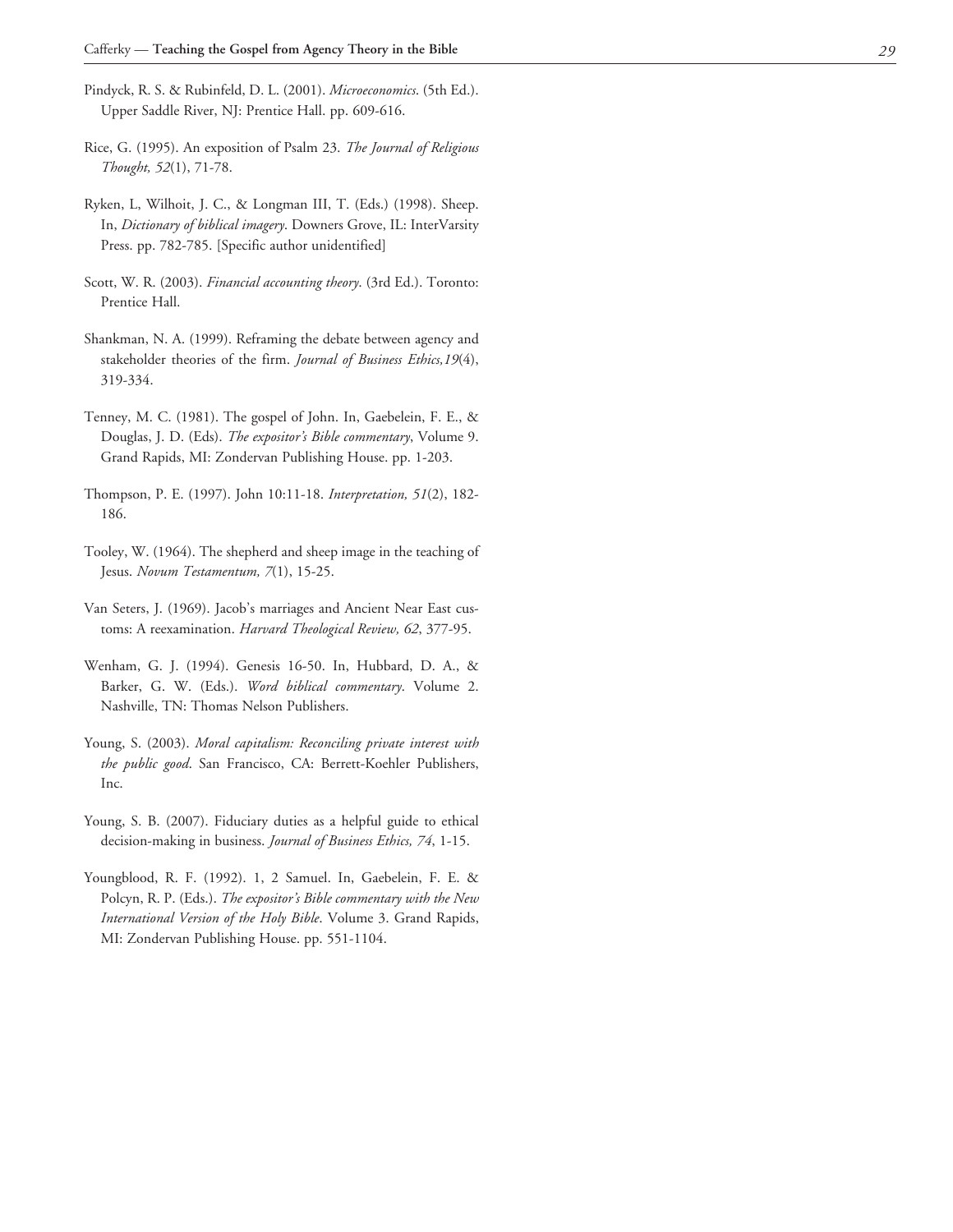Pindyck, R. S. & Rubinfeld, D. L. (2001). *Microeconomics*. (5th Ed.). Upper Saddle River, NJ: Prentice Hall. pp. 609-616.

Rice, G. (1995). An exposition of Psalm 23. *The Journal of Religious Thought, 52*(1), 71-78.

Ryken, L, Wilhoit, J. C., & Longman III, T. (Eds.) (1998). Sheep. In, *Dictionary of biblical imagery*. Downers Grove, IL: InterVarsity Press. pp. 782-785. [Specific author unidentified]

Scott, W. R. (2003). *Financial accounting theory*. (3rd Ed.). Toronto: Prentice Hall.

Shankman, N. A. (1999). Reframing the debate between agency and stakeholder theories of the firm. *Journal of Business Ethics,19*(4), 319-334.

Tenney, M. C. (1981). The gospel of John. In, Gaebelein, F. E., & Douglas, J. D. (Eds). *The expositor's Bible commentary*, Volume 9. Grand Rapids, MI: Zondervan Publishing House. pp. 1-203.

Thompson, P. E. (1997). John 10:11-18. *Interpretation, 51*(2), 182-186.

Tooley, W. (1964). The shepherd and sheep image in the teaching of Jesus. *Novum Testamentum, 7*(1), 15-25.

Van Seters, J. (1969). Jacob's marriages and Ancient Near East customs: A reexamination. *Harvard Theological Review, 62*, 377-95.

Wenham, G. J. (1994). Genesis 16-50. In, Hubbard, D. A., & Barker, G. W. (Eds.). *Word biblical commentary*. Volume 2. Nashville, TN: Thomas Nelson Publishers.

Young, S. (2003). *Moral capitalism: Reconciling private interest with the public good*. San Francisco, CA: Berrett-Koehler Publishers, Inc.

Young, S. B. (2007). Fiduciary duties as a helpful guide to ethical decision-making in business. *Journal of Business Ethics, 74*, 1-15.

Youngblood, R. F. (1992). 1, 2 Samuel. In, Gaebelein, F. E. & Polcyn, R. P. (Eds.). *The expositor's Bible commentary with the New International Version of the Holy Bible*. Volume 3. Grand Rapids, MI: Zondervan Publishing House. pp. 551-1104.